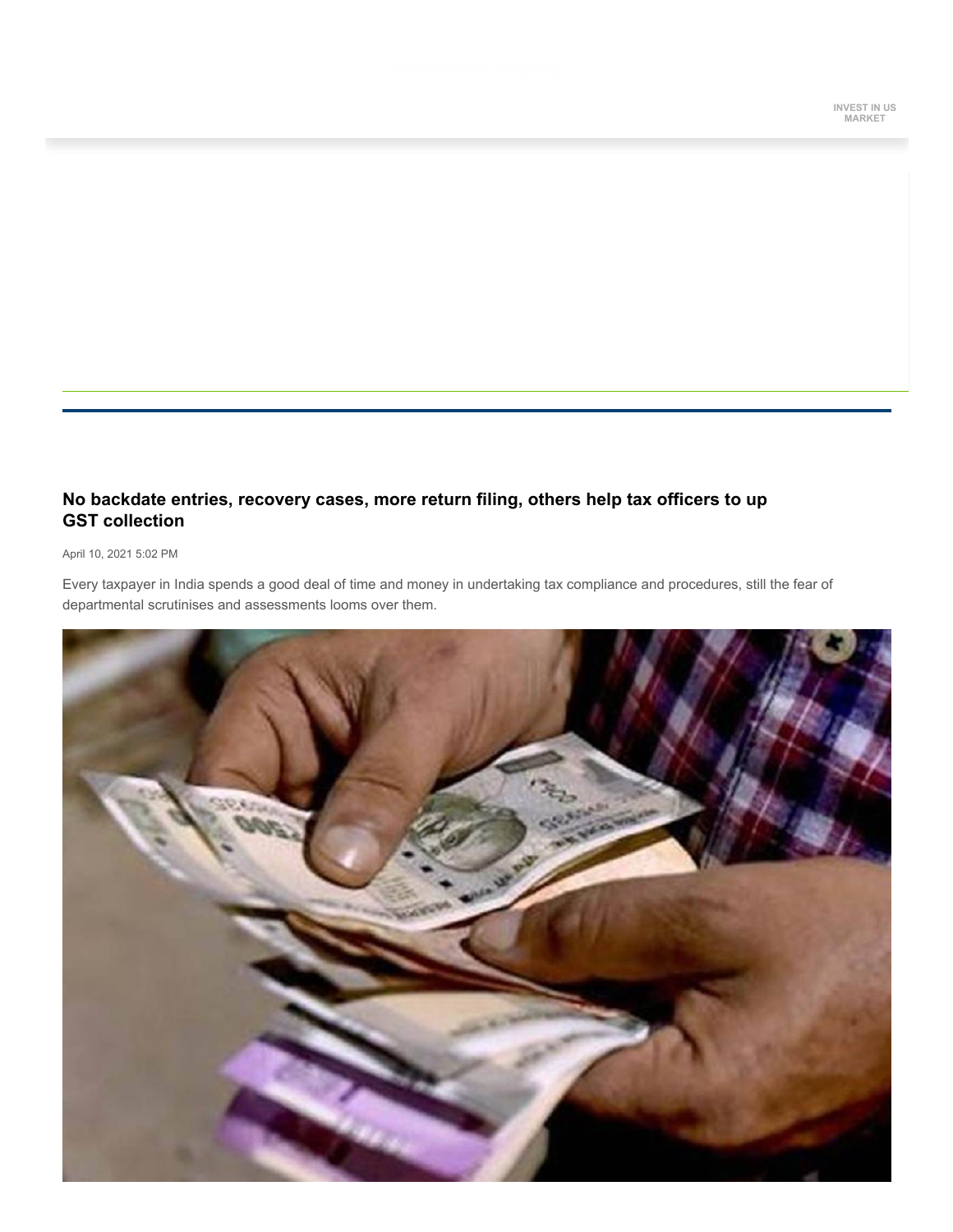# No backdate entries, recovery cases, more return filing, others help tax officers to up GST collection

April 10, 2021 5:02 PM

Every taxpayer in India spends a good deal of time and money in undertaking tax compliance and procedures, still the fear of departmental scrutinises and assessments looms over them.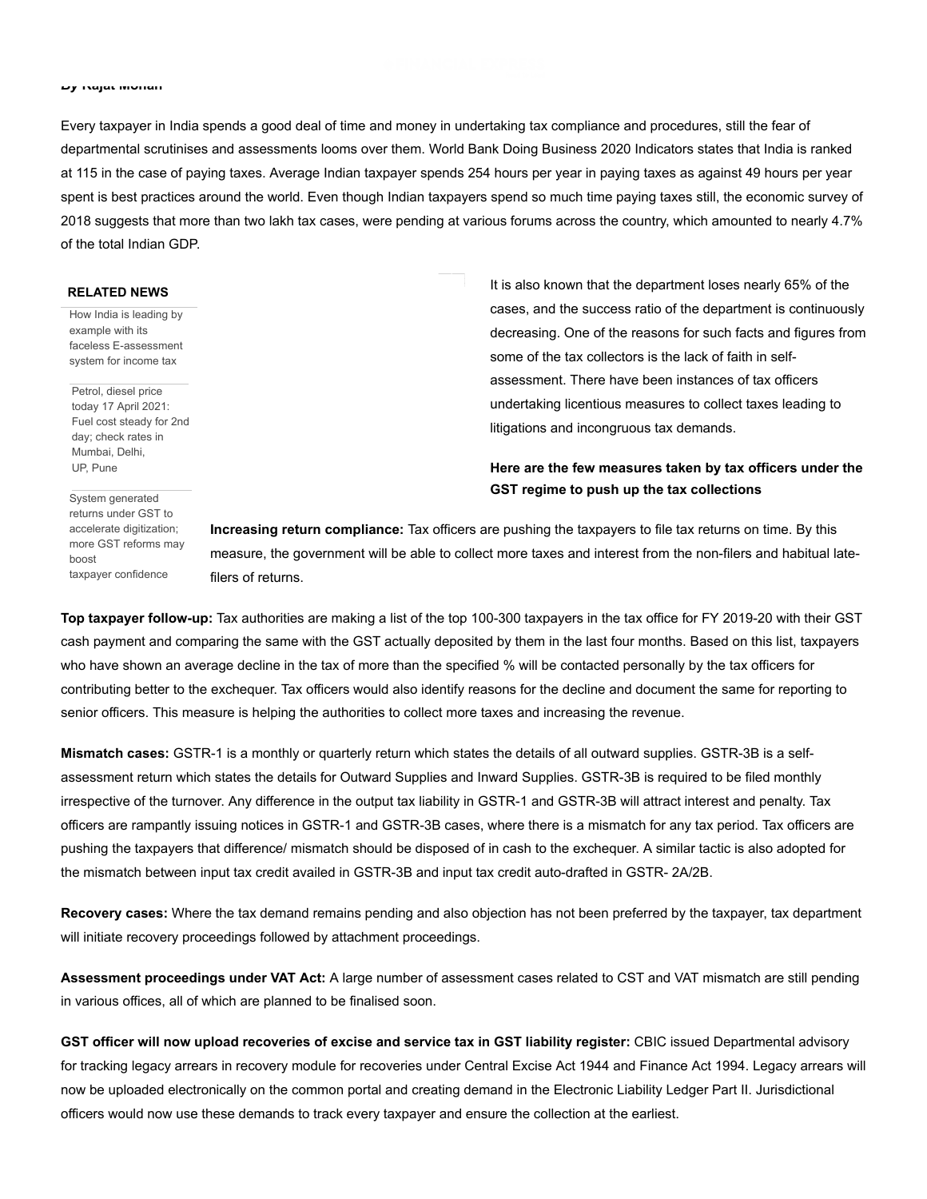**By Rajat Mohan**

Every taxpayer in India spends a good deal of time and money in undertaking tax compliance and procedures, still the fear of departmental scrutinises and assessments looms over them. World Bank Doing Business 2020 Indicators states that India is ranked at 115 in the case of paying taxes. Average Indian taxpayer spends 254 hours per year in paying taxes as against 49 hours per year spent is best practices around the world. Even though Indian taxpayers spend so much time paying taxes still, the economic survey of 2018 suggests that more than two lakh tax cases, were pending at various forums across the country, which amounted to nearly 4.7% of the total Indian GDP.

**RELATED NEWS**

- How India is leading by example with its faceless E-assessment system for income tax
- Petrol, diesel price today 17 April 2021: Fuel cost steady for 2nd day; check rates in Mumbai, Delhi, UP, Pune
- System generated returns under GST to accelerate digitization; more GST reforms may boost taxpayer confidence

It is also known that the department loses nearly 65% of the cases, and the success ratio of the department is continuously decreasing. One of the reasons for such facts and figures from some of the tax collectors is the lack of faith in self-assessment. There have been instances of tax officers undertaking licentious measures to collect taxes leading to litigations and incongruous tax demands.

**Here are the few measures taken by tax officers under the GST regime to push up the tax collections**

**Increasing return compliance:** Tax officers are pushing the taxpayers to file tax returns on time. By this measure, the government will be able to collect more taxes and interest from the non-filers and habitual late-filers of returns.

**Top taxpayer follow-up:** Tax authorities are making a list of the top 100-300 taxpayers in the tax office for FY 2019-20 with their GST cash payment and comparing the same with the GST actually deposited by them in the last four months. Based on this list, taxpayers who have shown an average decline in the tax of more than the specified % will be contacted personally by the tax officers for contributing better to the exchequer. Tax officers would also identify reasons for the decline and document the same for reporting to senior officers. This measure is helping the authorities to collect more taxes and increasing the revenue.

**Mismatch cases:** GSTR-1 is a monthly or quarterly return which states the details of all outward supplies. GSTR-3B is a self-assessment return which states the details for Outward Supplies and Inward Supplies. GSTR-3B is required to be filed monthly irrespective of the turnover. Any difference in the output tax liability in GSTR-1 and GSTR-3B will attract interest and penalty. Tax officers are rampantly issuing notices in GSTR-1 and GSTR-3B cases, where there is a mismatch for any tax period. Tax officers are pushing the taxpayers that difference/ mismatch should be disposed of in cash to the exchequer. A similar tactic is also adopted for the mismatch between input tax credit availed in GSTR-3B and input tax credit auto-drafted in GSTR- 2A/2B.

**Recovery cases:** Where the tax demand remains pending and also objection has not been preferred by the taxpayer, tax department will initiate recovery proceedings followed by attachment proceedings.

**Assessment proceedings under VAT Act:** A large number of assessment cases related to CST and VAT mismatch are still pending in various offices, all of which are planned to be finalised soon.

**GST officer will now upload recoveries of excise and service tax in GST liability register:** CBIC issued Departmental advisory for tracking legacy arrears in recovery module for recoveries under Central Excise Act 1944 and Finance Act 1994. Legacy arrears will now be uploaded electronically on the common portal and creating demand in the Electronic Liability Ledger Part II. Jurisdictional officers would now use these demands to track every taxpayer and ensure the collection at the earliest.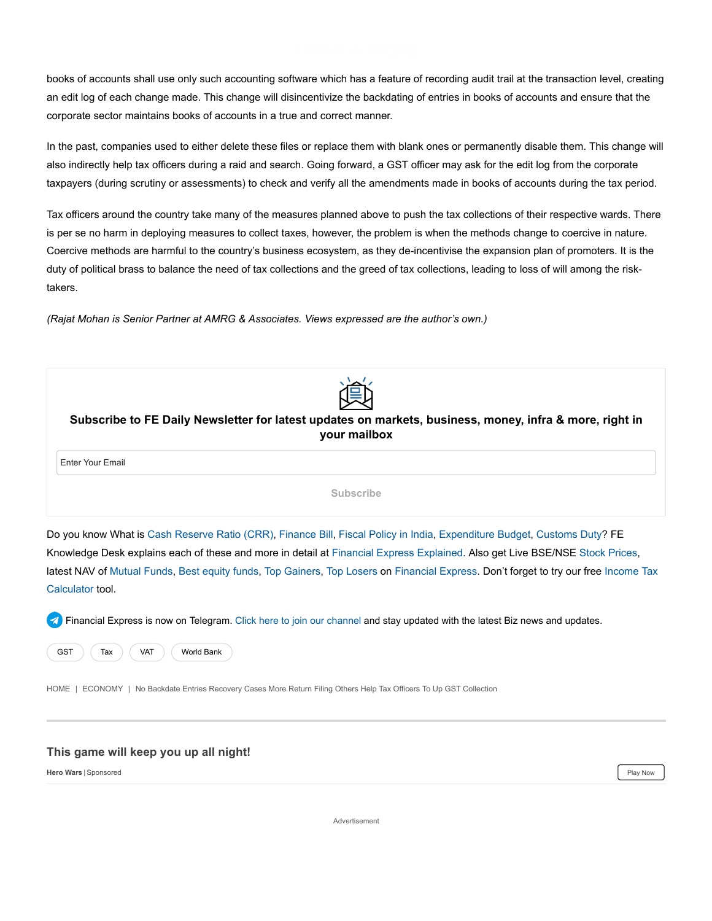books of accounts shall use only such accounting software which has a feature of recording audit trail at the transaction level, creating an edit log of each change made. This change will disincentivize the backdating of entries in books of accounts and ensure that the corporate sector maintains books of accounts in a true and correct manner.

In the past, companies used to either delete these files or replace them with blank ones or permanently disable them. This change will also indirectly help tax officers during a raid and search. Going forward, a GST officer may ask for the edit log from the corporate taxpayers (during scrutiny or assessments) to check and verify all the amendments made in books of accounts during the tax period.

Tax officers around the country take many of the measures planned above to push the tax collections of their respective wards. There is per se no harm in deploying measures to collect taxes, however, the problem is when the methods change to coercive in nature. Coercive methods are harmful to the country's business ecosystem, as they de-incentivise the expansion plan of promoters. It is the duty of political brass to balance the need of tax collections and the greed of tax collections, leading to loss of will among the risk-takers.

*(Rajat Mohan is Senior Partner at AMRG & Associates. Views expressed are the author's own.)*

**Subscribe to FE Daily Newsletter for latest updates on markets, business, money, infra & more, right in your mailbox**

Enter Your Email

Subscribe

Do you know What is Cash Reserve Ratio (CRR), Finance Bill, Fiscal Policy in India, Expenditure Budget, Customs Duty? FE Knowledge Desk explains each of these and more in detail at Financial Express Explained. Also get Live BSE/NSE Stock Prices, latest NAV of Mutual Funds, Best equity funds, Top Gainers, Top Losers on Financial Express. Don't forget to try our free Income Tax Calculator tool.

Financial Express is now on Telegram. Click here to join our channel and stay updated with the latest Biz news and updates.

GST | Tax | VAT | World Bank

HOME | ECONOMY | No Backdate Entries Recovery Cases More Return Filing Others Help Tax Officers To Up GST Collection

**This game will keep you up all night!**

**Hero Wars** | Sponsored

Play Now

Advertisement